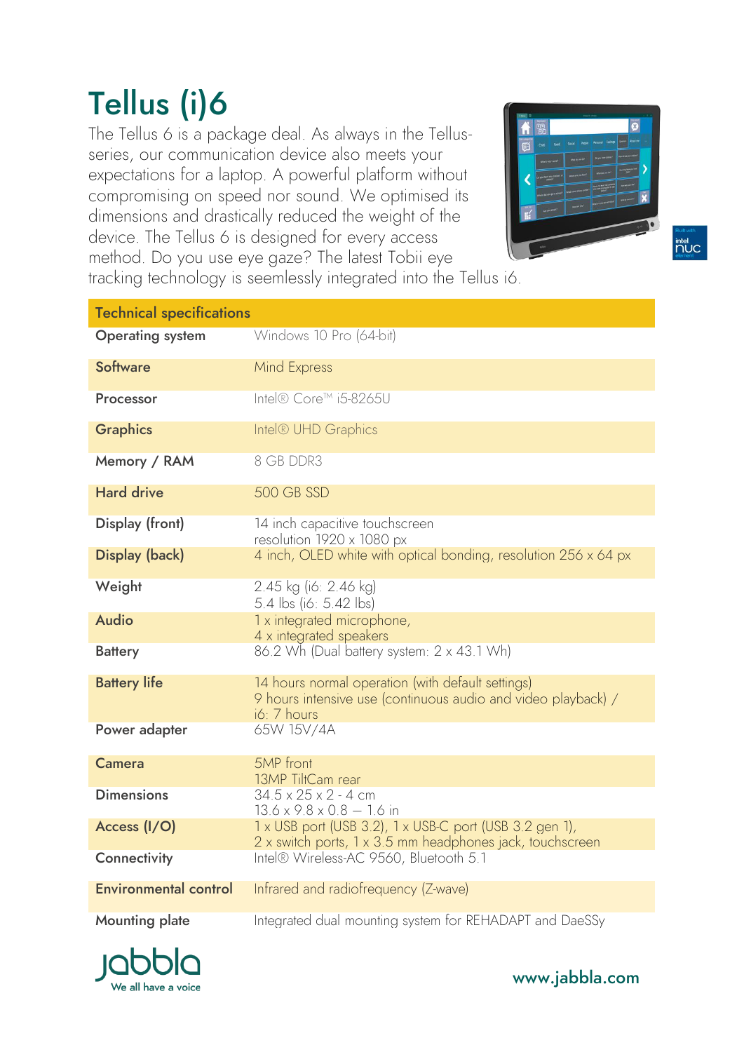# Tellus (i)6

The Tellus 6 is a package deal. As always in the Tellus-series, our communication device also meets your expectations for a laptop. A powerful platform without compromising on speed nor sound. We optimised its dimensions and drastically reduced the weight of the device. The Tellus 6 is designed for every access method. Do you use eye gaze? The latest Tobii eye tracking technology is seemlessly integrated into the Tellus i6.

| Technical specifications | |
|---|---|
| **Operating system** | Windows 10 Pro (64-bit) |
| **Software** | Mind Express |
| **Processor** | Intel® Core™ i5-8265U |
| **Graphics** | Intel® UHD Graphics |
| **Memory / RAM** | 8 GB DDR3 |
| **Hard drive** | 500 GB SSD |
| **Display (front)** | 14 inch capacitive touchscreen<br>resolution 1920 x 1080 px |
| **Display (back)** | 4 inch, OLED white with optical bonding, resolution 256 x 64 px |
| **Weight** | 2.45 kg (i6: 2.46 kg)<br>5.4 lbs (i6: 5.42 lbs) |
| **Audio** | 1 x integrated microphone,<br>4 x integrated speakers |
| **Battery** | 86.2 Wh (Dual battery system: 2 x 43.1 Wh) |
| **Battery life** | 14 hours normal operation (with default settings)<br>9 hours intensive use (continuous audio and video playback) / i6: 7 hours |
| **Power adapter** | 65W 15V/4A |
| **Camera** | 5MP front<br>13MP TiltCam rear |
| **Dimensions** | 34.5 x 25 x 2 - 4 cm<br>13.6 x 9.8 x 0.8 – 1.6 in |
| **Access (I/O)** | 1 x USB port (USB 3.2), 1 x USB-C port (USB 3.2 gen 1),<br>2 x switch ports, 1 x 3.5 mm headphones jack, touchscreen |
| **Connectivity** | Intel® Wireless-AC 9560, Bluetooth 5.1 |
| **Environmental control** | Infrared and radiofrequency (Z-wave) |
| **Mounting plate** | Integrated dual mounting system for REHADAPT and DaeSSy |

jabbla
We all have a voice

www.jabbla.com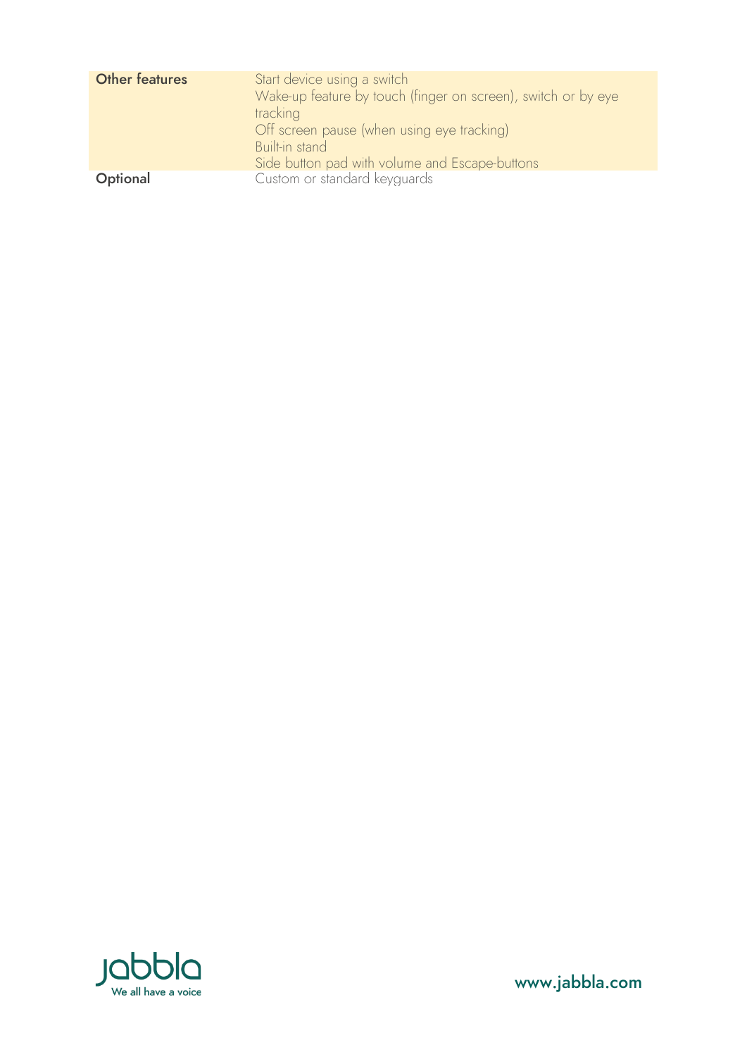| | |
|---|---|
| **Other features** | Start device using a switch<br>Wake-up feature by touch (finger on screen), switch or by eye tracking<br>Off screen pause (when using eye tracking)<br>Built-in stand<br>Side button pad with volume and Escape-buttons |
| **Optional** | Custom or standard keyguards |

jabbla
We all have a voice

www.jabbla.com